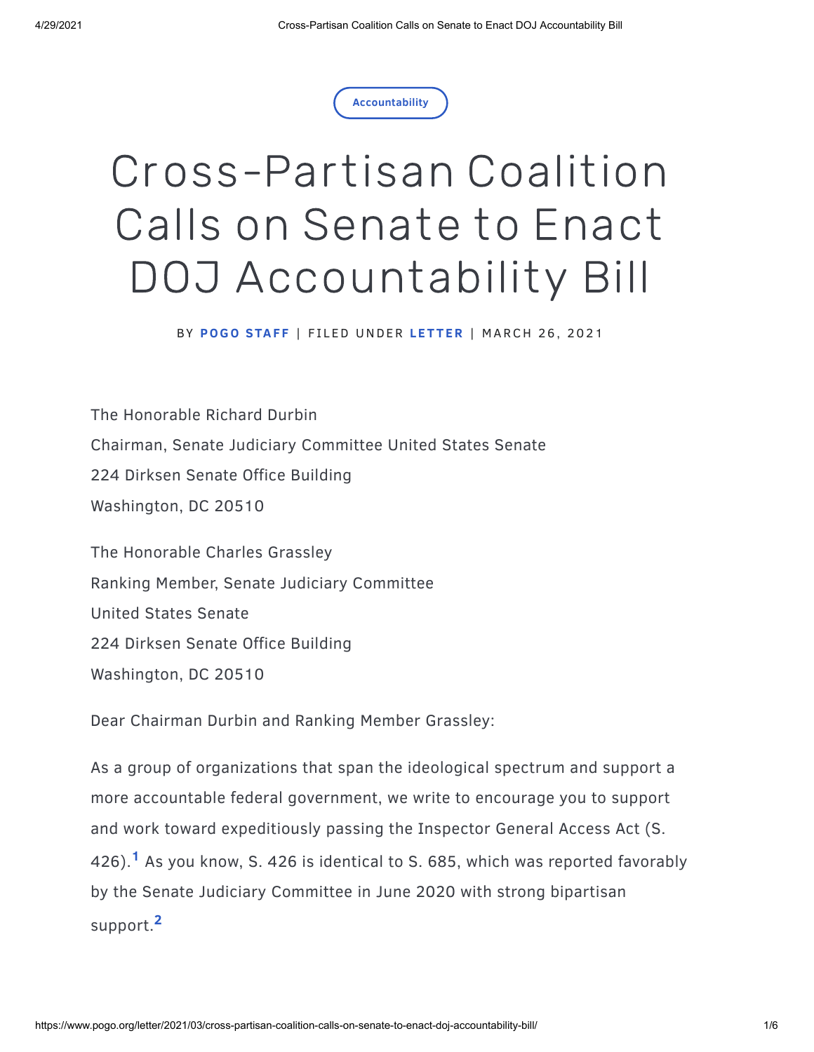Accountability

# Cross-Partisan Coalition Calls on Senate to Enact DOJ Accountability Bill

BY **POGO STAFF** | FILED UNDER **LETTER** | MARCH 26, 2021

The Honorable Richard Durbin

Chairman, Senate Judiciary Committee United States Senate

224 Dirksen Senate Office Building

Washington, DC 20510

The Honorable Charles Grassley

Ranking Member, Senate Judiciary Committee

United States Senate

224 Dirksen Senate Office Building

Washington, DC 20510

Dear Chairman Durbin and Ranking Member Grassley:

As a group of organizations that span the ideological spectrum and support a more accountable federal government, we write to encourage you to support and work toward expeditiously passing the Inspector General Access Act (S. 426).[1] As you know, S. 426 is identical to S. 685, which was reported favorably by the Senate Judiciary Committee in June 2020 with strong bipartisan support.[2]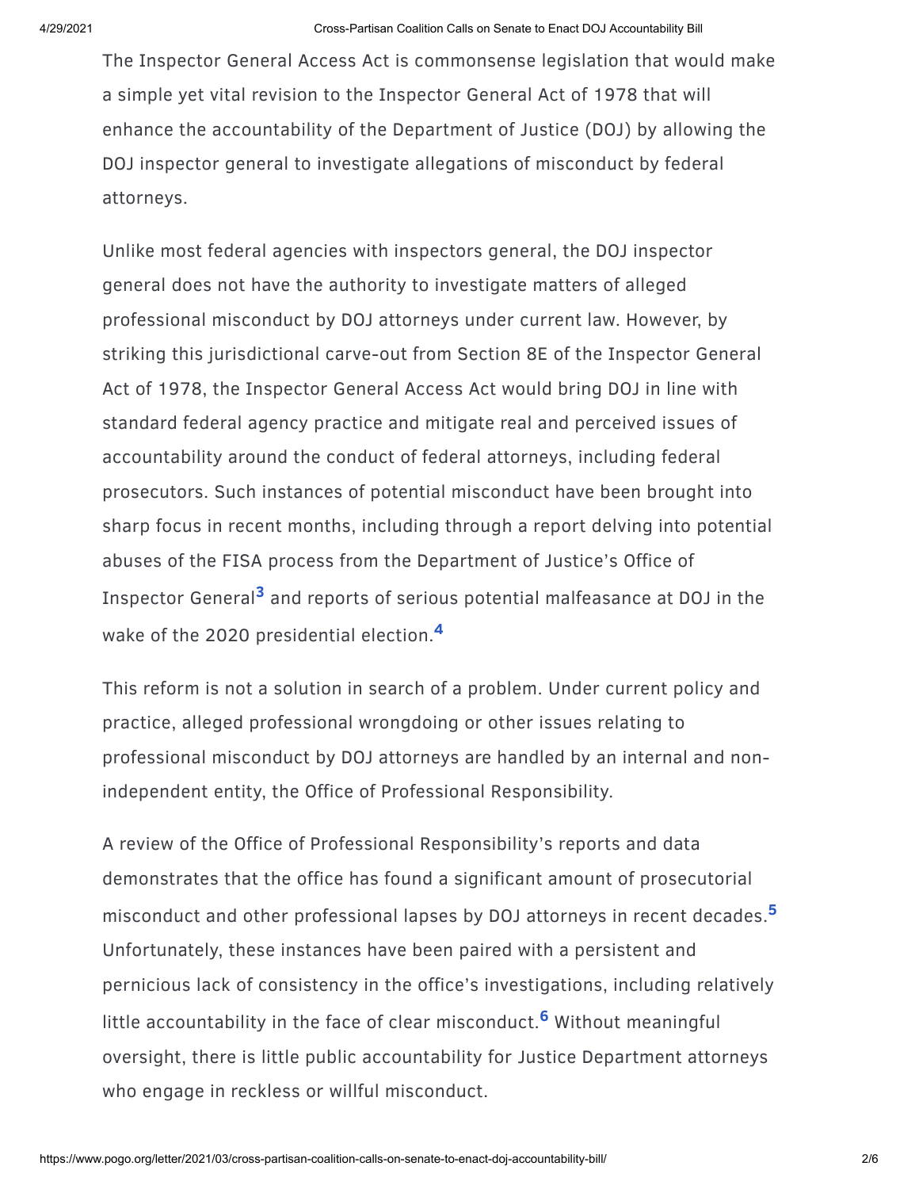The Inspector General Access Act is commonsense legislation that would make a simple yet vital revision to the Inspector General Act of 1978 that will enhance the accountability of the Department of Justice (DOJ) by allowing the DOJ inspector general to investigate allegations of misconduct by federal attorneys.

Unlike most federal agencies with inspectors general, the DOJ inspector general does not have the authority to investigate matters of alleged professional misconduct by DOJ attorneys under current law. However, by striking this jurisdictional carve-out from Section 8E of the Inspector General Act of 1978, the Inspector General Access Act would bring DOJ in line with standard federal agency practice and mitigate real and perceived issues of accountability around the conduct of federal attorneys, including federal prosecutors. Such instances of potential misconduct have been brought into sharp focus in recent months, including through a report delving into potential abuses of the FISA process from the Department of Justice's Office of Inspector General[3] and reports of serious potential malfeasance at DOJ in the wake of the 2020 presidential election.[4]

This reform is not a solution in search of a problem. Under current policy and practice, alleged professional wrongdoing or other issues relating to professional misconduct by DOJ attorneys are handled by an internal and non-independent entity, the Office of Professional Responsibility.

A review of the Office of Professional Responsibility's reports and data demonstrates that the office has found a significant amount of prosecutorial misconduct and other professional lapses by DOJ attorneys in recent decades.[5] Unfortunately, these instances have been paired with a persistent and pernicious lack of consistency in the office's investigations, including relatively little accountability in the face of clear misconduct.[6] Without meaningful oversight, there is little public accountability for Justice Department attorneys who engage in reckless or willful misconduct.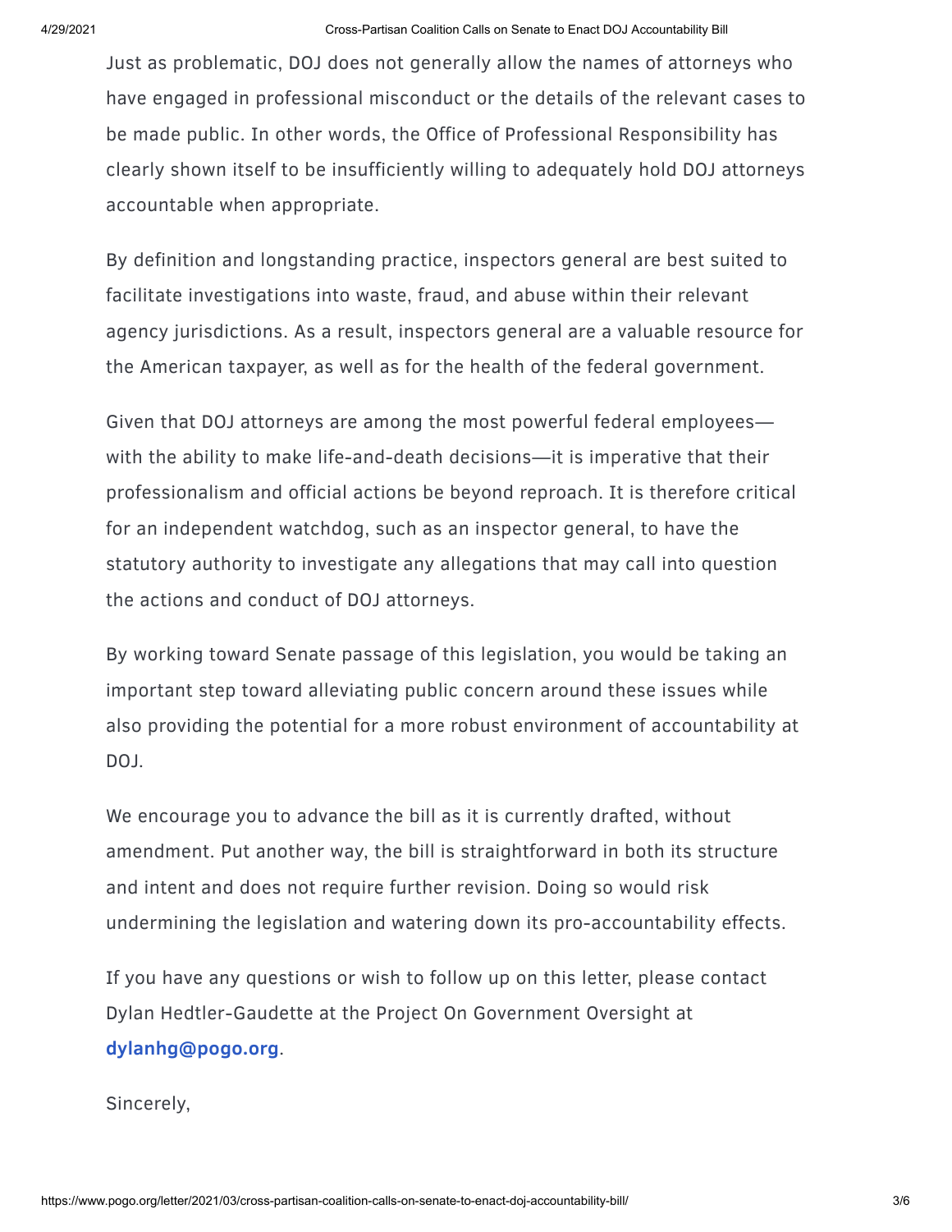Just as problematic, DOJ does not generally allow the names of attorneys who have engaged in professional misconduct or the details of the relevant cases to be made public. In other words, the Office of Professional Responsibility has clearly shown itself to be insufficiently willing to adequately hold DOJ attorneys accountable when appropriate.

By definition and longstanding practice, inspectors general are best suited to facilitate investigations into waste, fraud, and abuse within their relevant agency jurisdictions. As a result, inspectors general are a valuable resource for the American taxpayer, as well as for the health of the federal government.

Given that DOJ attorneys are among the most powerful federal employees—with the ability to make life-and-death decisions—it is imperative that their professionalism and official actions be beyond reproach. It is therefore critical for an independent watchdog, such as an inspector general, to have the statutory authority to investigate any allegations that may call into question the actions and conduct of DOJ attorneys.

By working toward Senate passage of this legislation, you would be taking an important step toward alleviating public concern around these issues while also providing the potential for a more robust environment of accountability at DOJ.

We encourage you to advance the bill as it is currently drafted, without amendment. Put another way, the bill is straightforward in both its structure and intent and does not require further revision. Doing so would risk undermining the legislation and watering down its pro-accountability effects.

If you have any questions or wish to follow up on this letter, please contact Dylan Hedtler-Gaudette at the Project On Government Oversight at **dylanhg@pogo.org**.

Sincerely,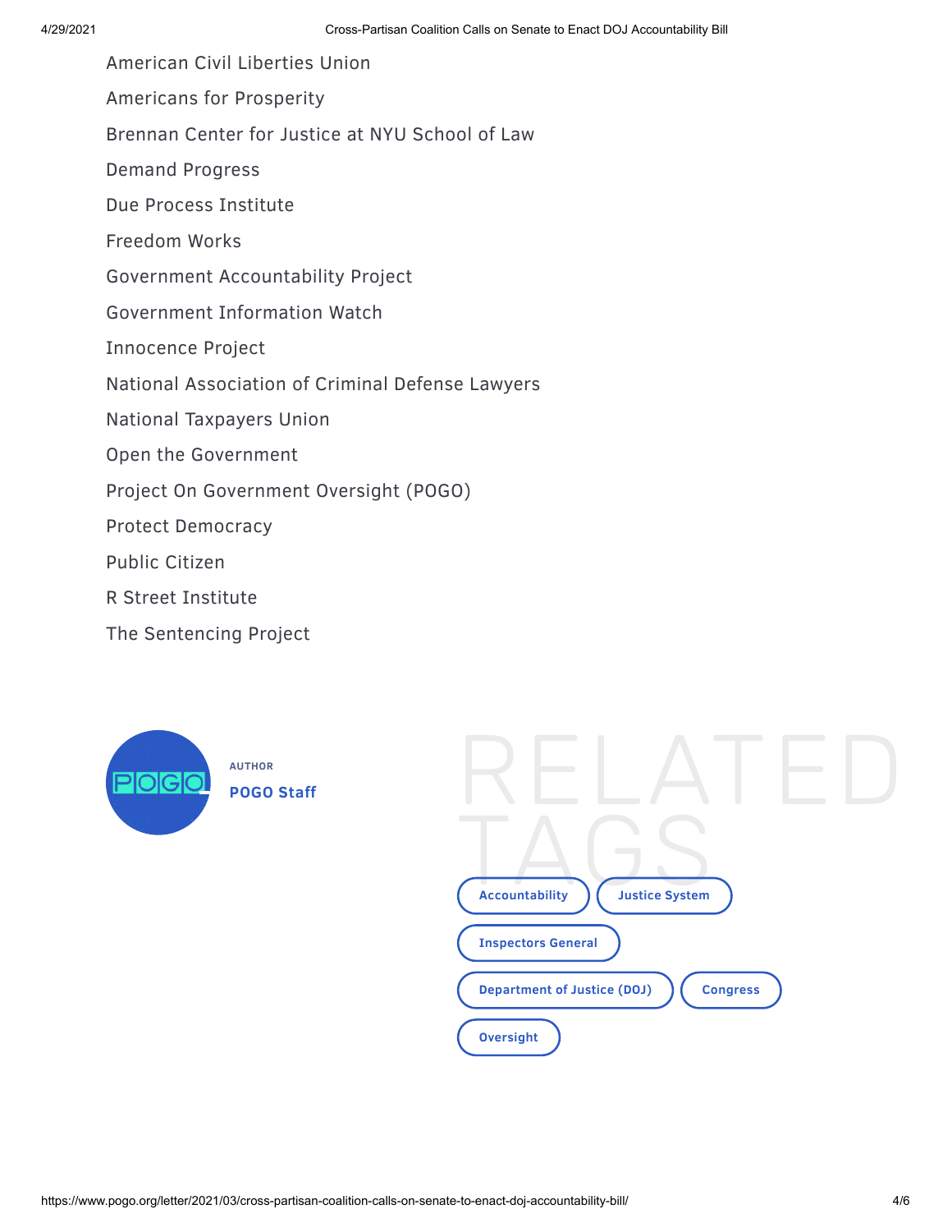American Civil Liberties Union

Americans for Prosperity

Brennan Center for Justice at NYU School of Law

Demand Progress

Due Process Institute

Freedom Works

Government Accountability Project

Government Information Watch

Innocence Project

National Association of Criminal Defense Lawyers

National Taxpayers Union

Open the Government

Project On Government Oversight (POGO)

Protect Democracy

Public Citizen

R Street Institute

The Sentencing Project

AUTHOR

**POGO Staff**

RELATED TAGS

Accountability

Justice System

Inspectors General

Department of Justice (DOJ)

Congress

Oversight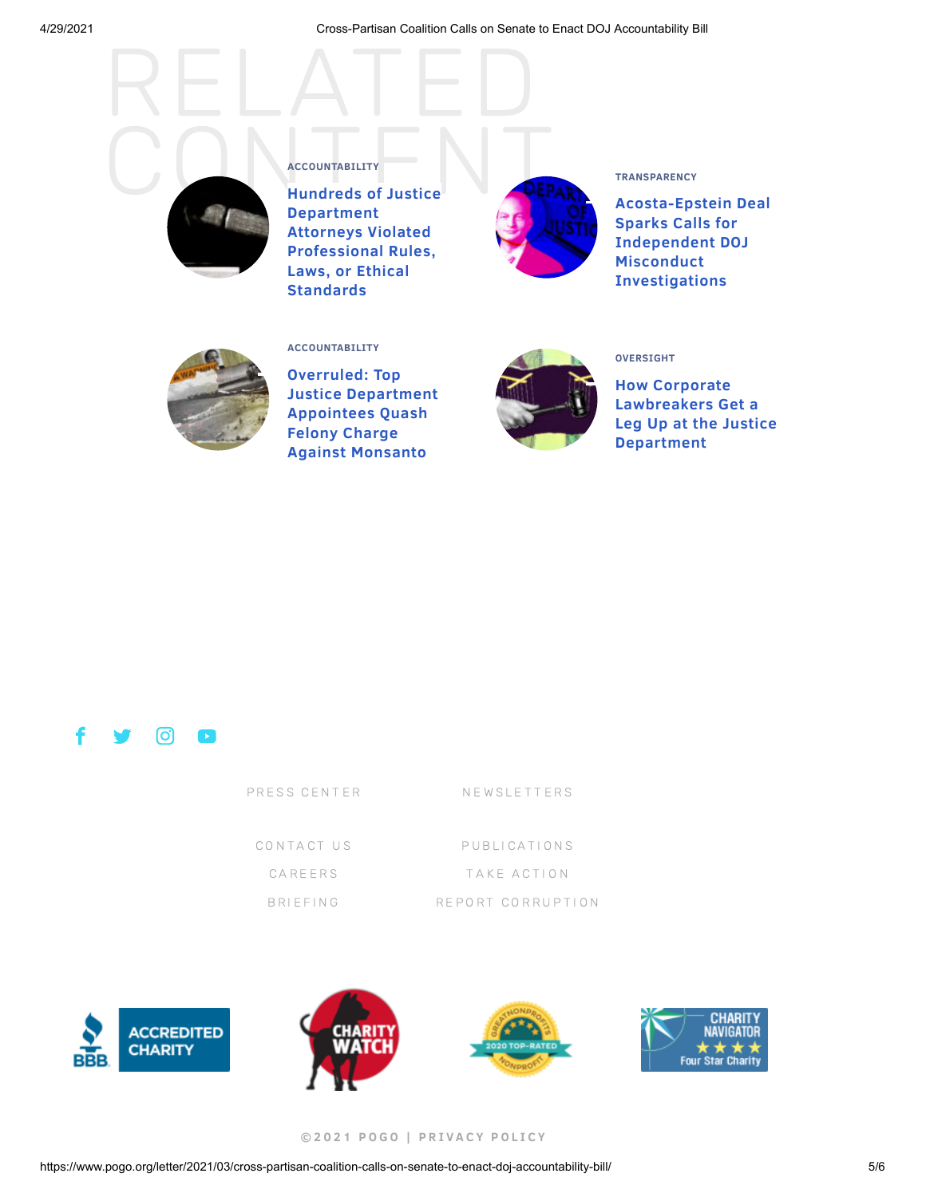# RELATED CONTENT

ACCOUNTABILITY

**Hundreds of Justice Department Attorneys Violated Professional Rules, Laws, or Ethical Standards**

TRANSPARENCY

**Acosta-Epstein Deal Sparks Calls for Independent DOJ Misconduct Investigations**

ACCOUNTABILITY

**Overruled: Top Justice Department Appointees Quash Felony Charge Against Monsanto**

OVERSIGHT

**How Corporate Lawbreakers Get a Leg Up at the Justice Department**

PRESS CENTER

NEWSLETTERS

CONTACT US

PUBLICATIONS

CAREERS

TAKE ACTION

BRIEFING

REPORT CORRUPTION

ACCREDITED CHARITY

CHARITY WATCH

2020 TOP-RATED NONPROFIT

CHARITY NAVIGATOR Four Star Charity

©2021 POGO | PRIVACY POLICY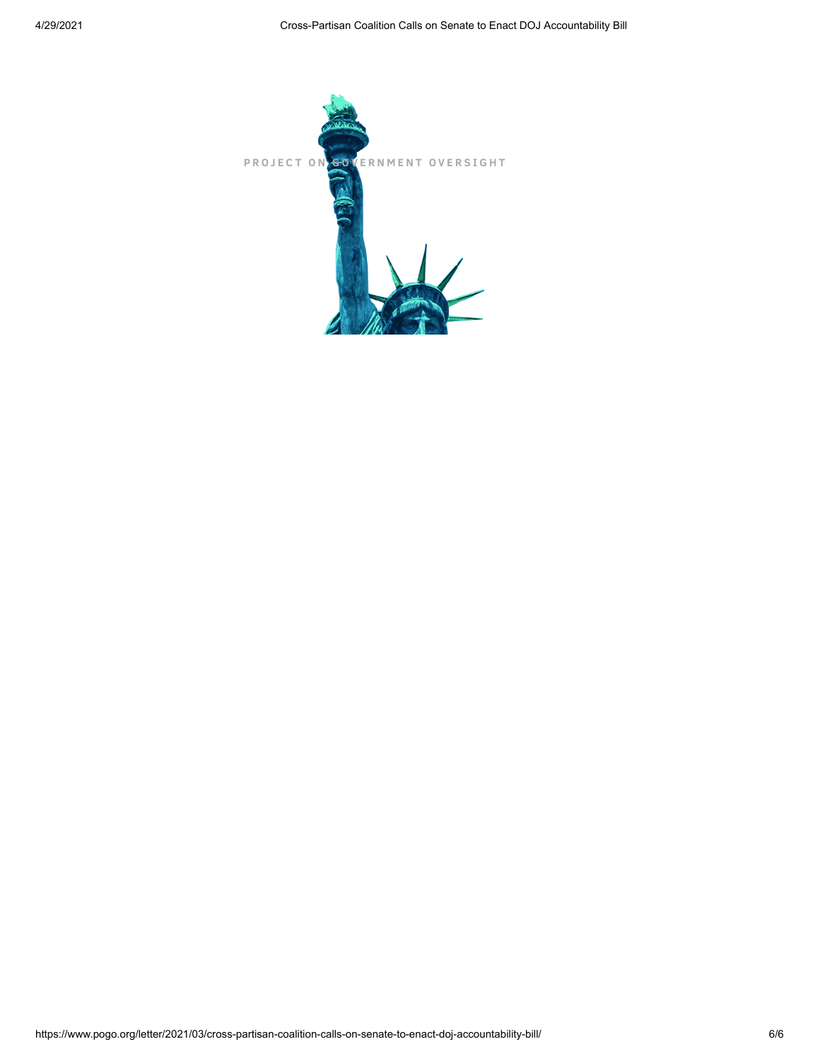PROJECT ON GOVERNMENT OVERSIGHT